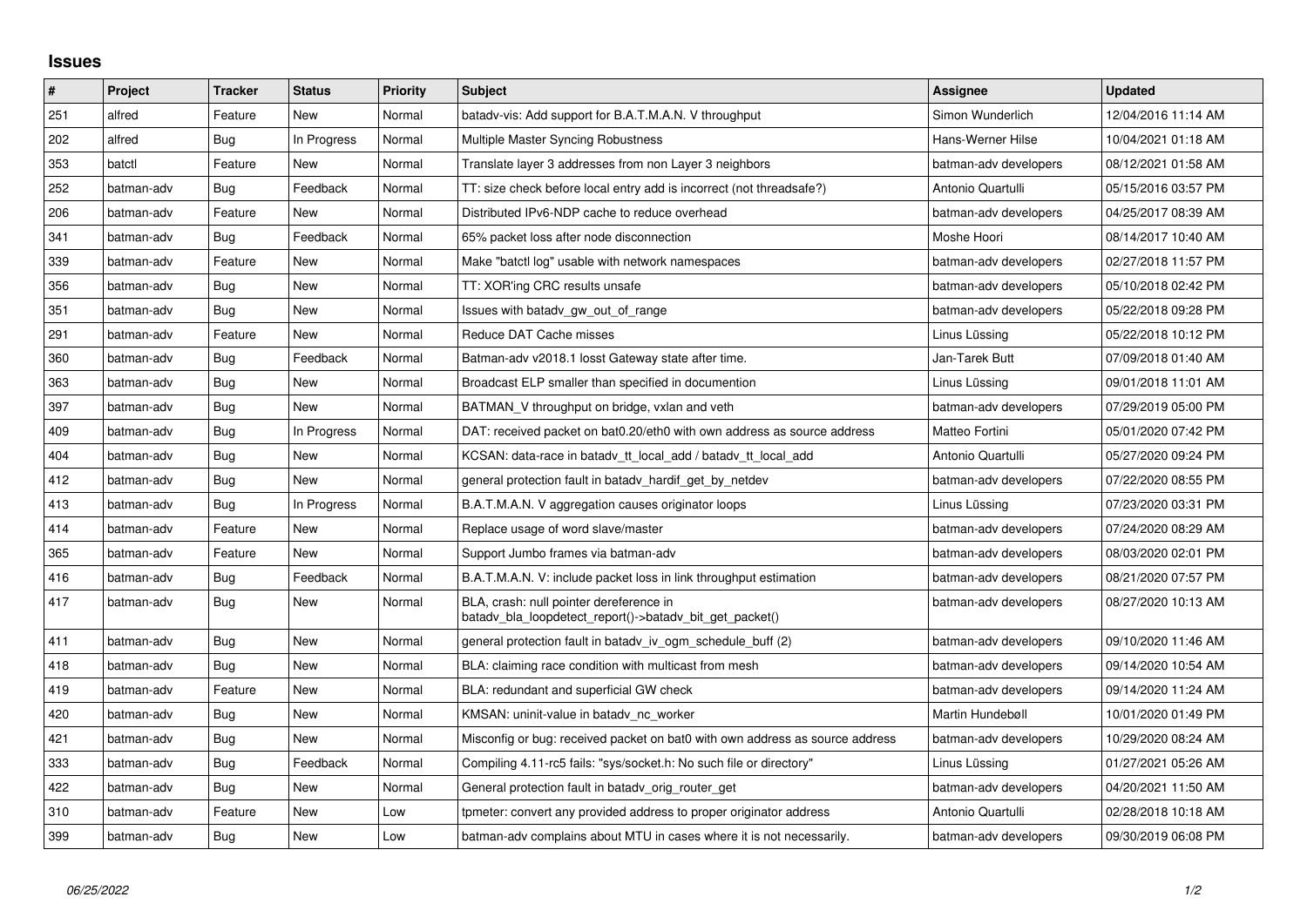## Issues

| # | Project | Tracker | Status | Priority | Subject | Assignee | Updated |
|---|---|---|---|---|---|---|---|
| 251 | alfred | Feature | New | Normal | batadv-vis: Add support for B.A.T.M.A.N. V throughput | Simon Wunderlich | 12/04/2016 11:14 AM |
| 202 | alfred | Bug | In Progress | Normal | Multiple Master Syncing Robustness | Hans-Werner Hilse | 10/04/2021 01:18 AM |
| 353 | batctl | Feature | New | Normal | Translate layer 3 addresses from non Layer 3 neighbors | batman-adv developers | 08/12/2021 01:58 AM |
| 252 | batman-adv | Bug | Feedback | Normal | TT: size check before local entry add is incorrect (not threadsafe?) | Antonio Quartulli | 05/15/2016 03:57 PM |
| 206 | batman-adv | Feature | New | Normal | Distributed IPv6-NDP cache to reduce overhead | batman-adv developers | 04/25/2017 08:39 AM |
| 341 | batman-adv | Bug | Feedback | Normal | 65% packet loss after node disconnection | Moshe Hoori | 08/14/2017 10:40 AM |
| 339 | batman-adv | Feature | New | Normal | Make "batctl log" usable with network namespaces | batman-adv developers | 02/27/2018 11:57 PM |
| 356 | batman-adv | Bug | New | Normal | TT: XOR'ing CRC results unsafe | batman-adv developers | 05/10/2018 02:42 PM |
| 351 | batman-adv | Bug | New | Normal | Issues with batadv_gw_out_of_range | batman-adv developers | 05/22/2018 09:28 PM |
| 291 | batman-adv | Feature | New | Normal | Reduce DAT Cache misses | Linus Lüssing | 05/22/2018 10:12 PM |
| 360 | batman-adv | Bug | Feedback | Normal | Batman-adv v2018.1 losst Gateway state after time. | Jan-Tarek Butt | 07/09/2018 01:40 AM |
| 363 | batman-adv | Bug | New | Normal | Broadcast ELP smaller than specified in documention | Linus Lüssing | 09/01/2018 11:01 AM |
| 397 | batman-adv | Bug | New | Normal | BATMAN_V throughput on bridge, vxlan and veth | batman-adv developers | 07/29/2019 05:00 PM |
| 409 | batman-adv | Bug | In Progress | Normal | DAT: received packet on bat0.20/eth0 with own address as source address | Matteo Fortini | 05/01/2020 07:42 PM |
| 404 | batman-adv | Bug | New | Normal | KCSAN: data-race in batadv_tt_local_add / batadv_tt_local_add | Antonio Quartulli | 05/27/2020 09:24 PM |
| 412 | batman-adv | Bug | New | Normal | general protection fault in batadv_hardif_get_by_netdev | batman-adv developers | 07/22/2020 08:55 PM |
| 413 | batman-adv | Bug | In Progress | Normal | B.A.T.M.A.N. V aggregation causes originator loops | Linus Lüssing | 07/23/2020 03:31 PM |
| 414 | batman-adv | Feature | New | Normal | Replace usage of word slave/master | batman-adv developers | 07/24/2020 08:29 AM |
| 365 | batman-adv | Feature | New | Normal | Support Jumbo frames via batman-adv | batman-adv developers | 08/03/2020 02:01 PM |
| 416 | batman-adv | Bug | Feedback | Normal | B.A.T.M.A.N. V: include packet loss in link throughput estimation | batman-adv developers | 08/21/2020 07:57 PM |
| 417 | batman-adv | Bug | New | Normal | BLA, crash: null pointer dereference in batadv_bla_loopdetect_report()->batadv_bit_get_packet() | batman-adv developers | 08/27/2020 10:13 AM |
| 411 | batman-adv | Bug | New | Normal | general protection fault in batadv_iv_ogm_schedule_buff (2) | batman-adv developers | 09/10/2020 11:46 AM |
| 418 | batman-adv | Bug | New | Normal | BLA: claiming race condition with multicast from mesh | batman-adv developers | 09/14/2020 10:54 AM |
| 419 | batman-adv | Feature | New | Normal | BLA: redundant and superficial GW check | batman-adv developers | 09/14/2020 11:24 AM |
| 420 | batman-adv | Bug | New | Normal | KMSAN: uninit-value in batadv_nc_worker | Martin Hundebøll | 10/01/2020 01:49 PM |
| 421 | batman-adv | Bug | New | Normal | Misconfig or bug: received packet on bat0 with own address as source address | batman-adv developers | 10/29/2020 08:24 AM |
| 333 | batman-adv | Bug | Feedback | Normal | Compiling 4.11-rc5 fails: "sys/socket.h: No such file or directory" | Linus Lüssing | 01/27/2021 05:26 AM |
| 422 | batman-adv | Bug | New | Normal | General protection fault in batadv_orig_router_get | batman-adv developers | 04/20/2021 11:50 AM |
| 310 | batman-adv | Feature | New | Low | tpmeter: convert any provided address to proper originator address | Antonio Quartulli | 02/28/2018 10:18 AM |
| 399 | batman-adv | Bug | New | Low | batman-adv complains about MTU in cases where it is not necessarily. | batman-adv developers | 09/30/2019 06:08 PM |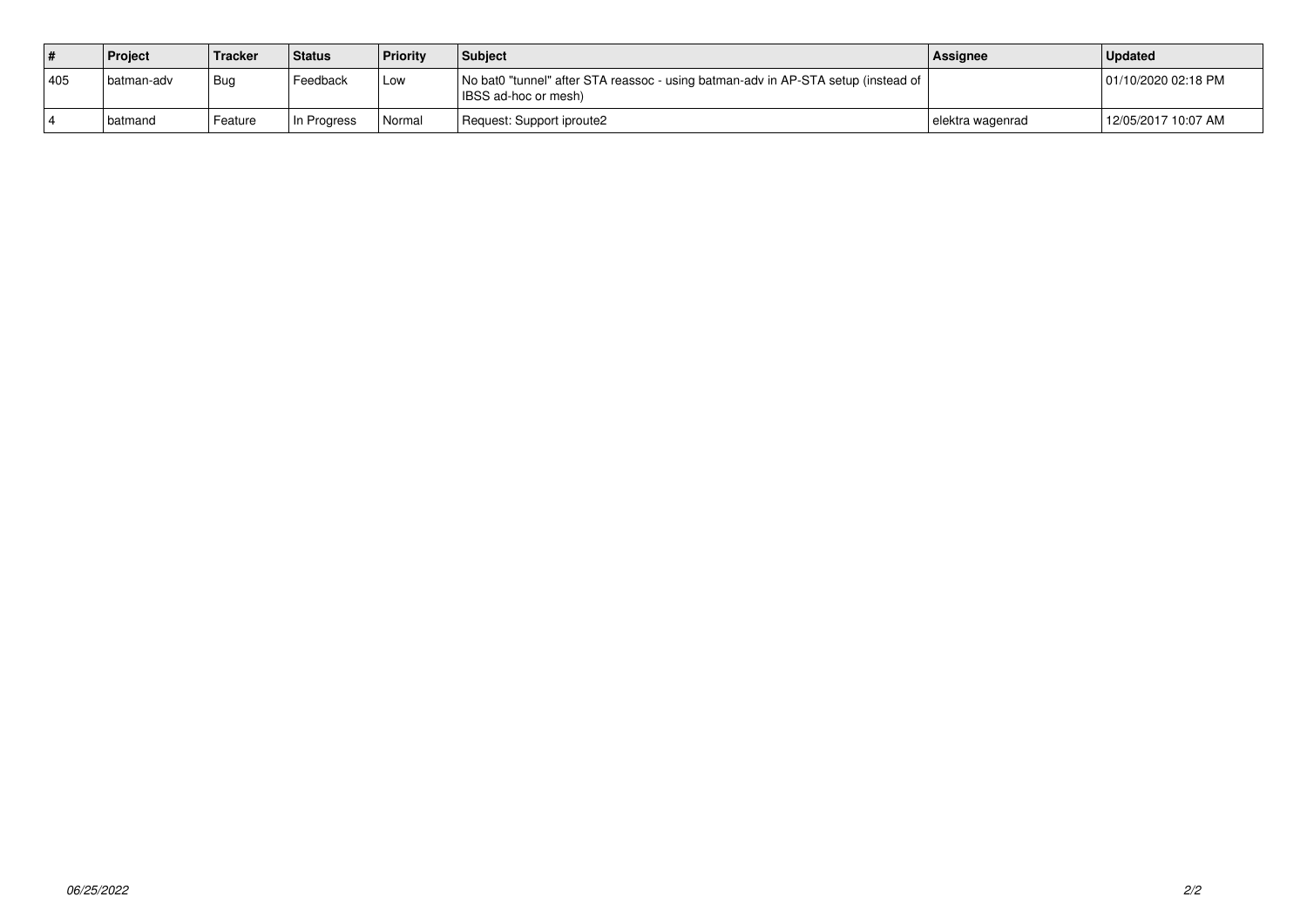| # | Project | Tracker | Status | Priority | Subject | Assignee | Updated |
|---|---|---|---|---|---|---|---|
| 405 | batman-adv | Bug | Feedback | Low | No bat0 "tunnel" after STA reassoc - using batman-adv in AP-STA setup (instead of IBSS ad-hoc or mesh) | | 01/10/2020 02:18 PM |
| 4 | batmand | Feature | In Progress | Normal | Request: Support iproute2 | elektra wagenrad | 12/05/2017 10:07 AM |